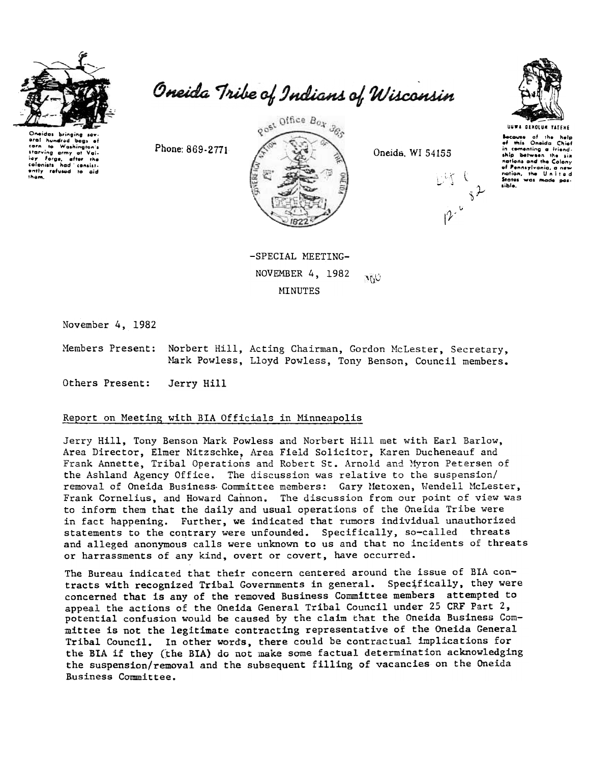# Oneida Tribe of Indians of Wisconsin

Oneidas bringing several hundred bags of corn to Washington's starving army at Valley Forge, after the colonists had consistently refused to aid them.

Phone: 869-2771

Post Office Box 365

Oneida, WI 54155

UGWA DEHOLUN YATEHE

Because of the help of this Oneida Chief in cementing a friendship between the six nations and the Colony of Pennsylvania, a new nation, the United States was made possible.

-SPECIAL MEETING-

NOVEMBER 4, 1982

MINUTES

November 4, 1982

Members Present: Norbert Hill, Acting Chairman, Gordon McLester, Secretary, Mark Powless, Lloyd Powless, Tony Benson, Council members.

Others Present: Jerry Hill

## Report on Meeting with BIA Officials in Minneapolis

Jerry Hill, Tony Benson Mark Powless and Norbert Hill met with Earl Barlow, Area Director, Elmer Nitzschke, Area Field Solicitor, Karen Ducheneauf and Frank Annette, Tribal Operations and Robert St. Arnold and Myron Petersen of the Ashland Agency Office. The discussion was relative to the suspension/removal of Oneida Business Committee members: Gary Metoxen, Wendell McLester, Frank Cornelius, and Howard Cannon. The discussion from our point of view was to inform them that the daily and usual operations of the Oneida Tribe were in fact happening. Further, we indicated that rumors individual unauthorized statements to the contrary were unfounded. Specifically, so-called threats and alleged anonymous calls were unknown to us and that no incidents of threats or harrassments of any kind, overt or covert, have occurred.

The Bureau indicated that their concern centered around the issue of BIA contracts with recognized Tribal Governments in general. Specifically, they were concerned that is any of the removed Business Committee members attempted to appeal the actions of the Oneida General Tribal Council under 25 CRF Part 2, potential confusion would be caused by the claim that the Oneida Business Committee is not the legitimate contracting representative of the Oneida General Tribal Council. In other words, there could be contractual implications for the BIA if they (the BIA) do not make some factual determination acknowledging the suspension/removal and the subsequent filling of vacancies on the Oneida Business Committee.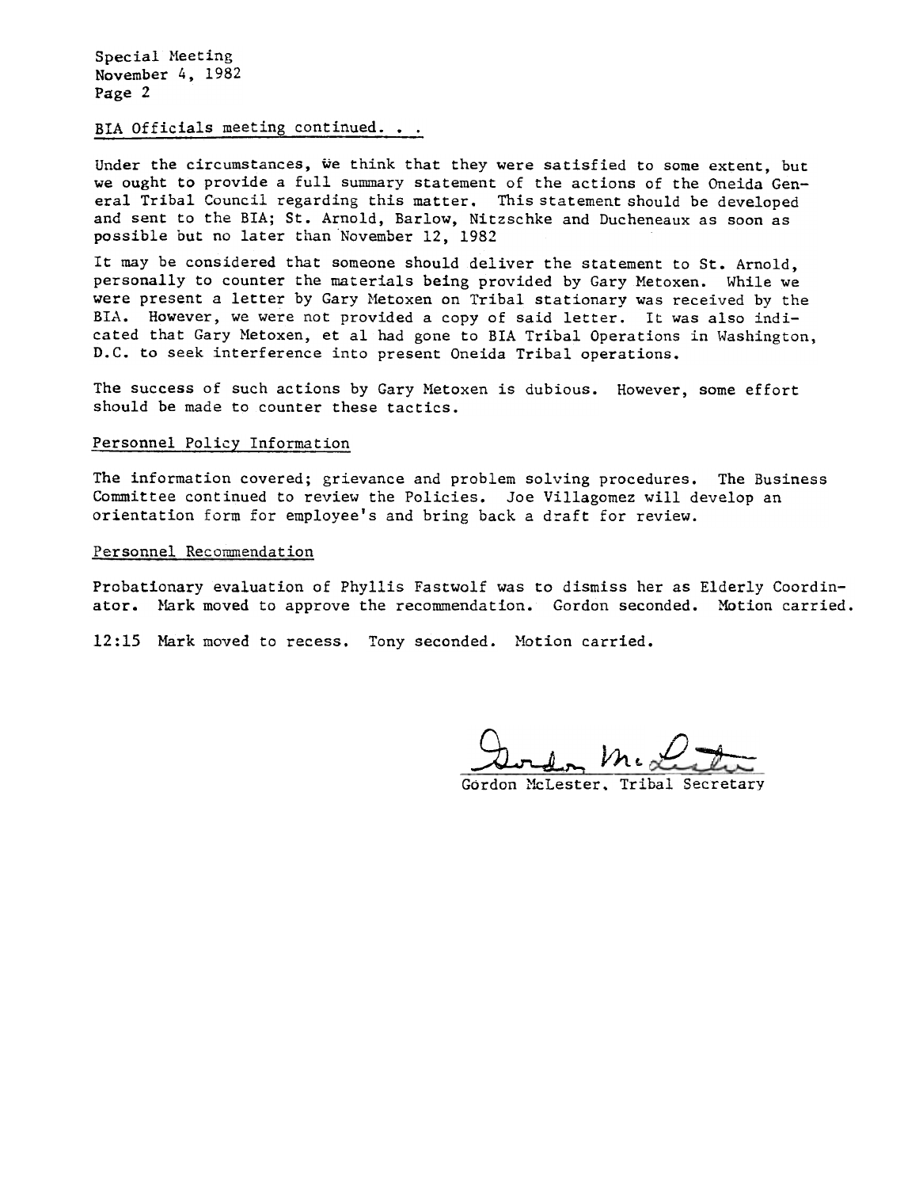Special Meeting
November 4, 1982

BIA Officials meeting continued. . .

Under the circumstances, we think that they were satisfied to some extent, but we ought to provide a full summary statement of the actions of the Oneida General Tribal Council regarding this matter. This statement should be developed and sent to the BIA; St. Arnold, Barlow, Nitzschke and Ducheneaux as soon as possible but no later than November 12, 1982

It may be considered that someone should deliver the statement to St. Arnold, personally to counter the materials being provided by Gary Metoxen. While we were present a letter by Gary Metoxen on Tribal stationary was received by the BIA. However, we were not provided a copy of said letter. It was also indicated that Gary Metoxen, et al had gone to BIA Tribal Operations in Washington, D.C. to seek interference into present Oneida Tribal operations.

The success of such actions by Gary Metoxen is dubious. However, some effort should be made to counter these tactics.

Personnel Policy Information

The information covered; grievance and problem solving procedures. The Business Committee continued to review the Policies. Joe Villagomez will develop an orientation form for employee's and bring back a draft for review.

Personnel Recommendation

Probationary evaluation of Phyllis Fastwolf was to dismiss her as Elderly Coordinator. Mark moved to approve the recommendation. Gordon seconded. Motion carried.

12:15 Mark moved to recess. Tony seconded. Motion carried.

Gordon McLester

Gordon McLester, Tribal Secretary